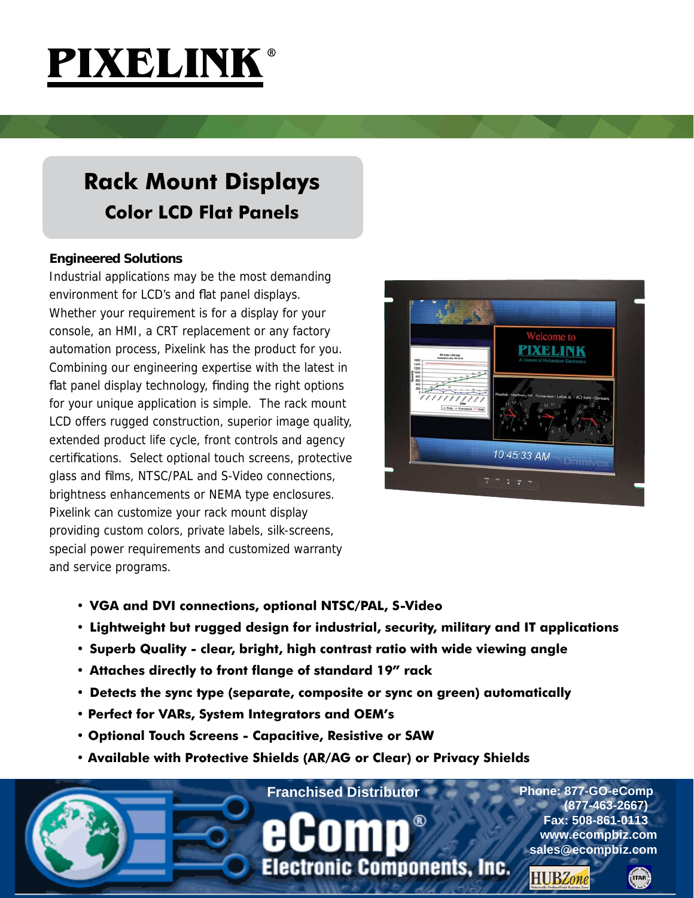# PIXELINK®

## Rack Mount Displays

### Color LCD Flat Panels

**Engineered Solutions**

Industrial applications may be the most demanding environment for LCD's and flat panel displays. Whether your requirement is for a display for your console, an HMI, a CRT replacement or any factory automation process, Pixelink has the product for you. Combining our engineering expertise with the latest in flat panel display technology, finding the right options for your unique application is simple. The rack mount LCD offers rugged construction, superior image quality, extended product life cycle, front controls and agency certifications. Select optional touch screens, protective glass and films, NTSC/PAL and S-Video connections, brightness enhancements or NEMA type enclosures. Pixelink can customize your rack mount display providing custom colors, private labels, silk-screens, special power requirements and customized warranty and service programs.

- **VGA and DVI connections, optional NTSC/PAL, S-Video**
- **Lightweight but rugged design for industrial, security, military and IT applications**
- **Superb Quality - clear, bright, high contrast ratio with wide viewing angle**
- **Attaches directly to front flange of standard 19" rack**
- **Detects the sync type (separate, composite or sync on green) automatically**
- **Perfect for VARs, System Integrators and OEM's**
- **Optional Touch Screens - Capacitive, Resistive or SAW**
- **Available with Protective Shields (AR/AG or Clear) or Privacy Shields**

Franchised Distributor

**eComp® Electronic Components, Inc.**

Phone: 877-GO-eComp (877-463-2667)
Fax: 508-861-0113
www.ecompbiz.com
sales@ecompbiz.com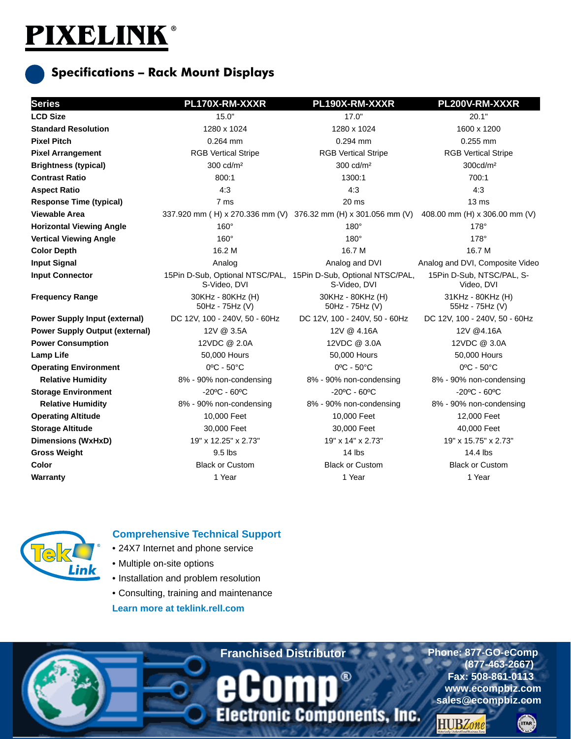# PIXELINK®

## Specifications – Rack Mount Displays

| Series | PL170X-RM-XXXR | PL190X-RM-XXXR | PL200V-RM-XXXR |
|---|---|---|---|
| **LCD Size** | 15.0" | 17.0" | 20.1" |
| **Standard Resolution** | 1280 x 1024 | 1280 x 1024 | 1600 x 1200 |
| **Pixel Pitch** | 0.264 mm | 0.294 mm | 0.255 mm |
| **Pixel Arrangement** | RGB Vertical Stripe | RGB Vertical Stripe | RGB Vertical Stripe |
| **Brightness (typical)** | 300 cd/m² | 300 cd/m² | 300cd/m² |
| **Contrast Ratio** | 800:1 | 1300:1 | 700:1 |
| **Aspect Ratio** | 4:3 | 4:3 | 4:3 |
| **Response Time (typical)** | 7 ms | 20 ms | 13 ms |
| **Viewable Area** | 337.920 mm ( H) x 270.336 mm (V) | 376.32 mm (H) x 301.056 mm (V) | 408.00 mm (H) x 306.00 mm (V) |
| **Horizontal Viewing Angle** | 160° | 180° | 178° |
| **Vertical Viewing Angle** | 160° | 180° | 178° |
| **Color Depth** | 16.2 M | 16.7 M | 16.7 M |
| **Input Signal** | Analog | Analog and DVI | Analog and DVI, Composite Video |
| **Input Connector** | 15Pin D-Sub, Optional NTSC/PAL, S-Video, DVI | 15Pin D-Sub, Optional NTSC/PAL, S-Video, DVI | 15Pin D-Sub, NTSC/PAL, S-Video, DVI |
| **Frequency Range** | 30KHz - 80KHz (H) 50Hz - 75Hz (V) | 30KHz - 80KHz (H) 50Hz - 75Hz (V) | 31KHz - 80KHz (H) 55Hz - 75Hz (V) |
| **Power Supply Input (external)** | DC 12V, 100 - 240V, 50 - 60Hz | DC 12V, 100 - 240V, 50 - 60Hz | DC 12V, 100 - 240V, 50 - 60Hz |
| **Power Supply Output (external)** | 12V @ 3.5A | 12V @ 4.16A | 12V @4.16A |
| **Power Consumption** | 12VDC @ 2.0A | 12VDC @ 3.0A | 12VDC @ 3.0A |
| **Lamp Life** | 50,000 Hours | 50,000 Hours | 50,000 Hours |
| **Operating Environment** | 0ºC - 50°C | 0ºC - 50°C | 0ºC - 50°C |
| **Relative Humidity** | 8% - 90% non-condensing | 8% - 90% non-condensing | 8% - 90% non-condensing |
| **Storage Environment** | -20ºC - 60ºC | -20ºC - 60ºC | -20ºC - 60ºC |
| **Relative Humidity** | 8% - 90% non-condensing | 8% - 90% non-condensing | 8% - 90% non-condensing |
| **Operating Altitude** | 10,000 Feet | 10,000 Feet | 12,000 Feet |
| **Storage Altitude** | 30,000 Feet | 30,000 Feet | 40,000 Feet |
| **Dimensions (WxHxD)** | 19" x 12.25" x 2.73" | 19" x 14" x 2.73" | 19" x 15.75" x 2.73" |
| **Gross Weight** | 9.5 lbs | 14 lbs | 14.4 lbs |
| **Color** | Black or Custom | Black or Custom | Black or Custom |
| **Warranty** | 1 Year | 1 Year | 1 Year |

TekLink®

### Comprehensive Technical Support

- 24X7 Internet and phone service
- Multiple on-site options
- Installation and problem resolution
- Consulting, training and maintenance

**Learn more at teklink.rell.com**

Franchised Distributor

eComp® Electronic Components, Inc.

Phone: 877-GO-eComp (877-463-2667)
Fax: 508-861-0113
www.ecompbiz.com
sales@ecompbiz.com

HUBZone ITAR